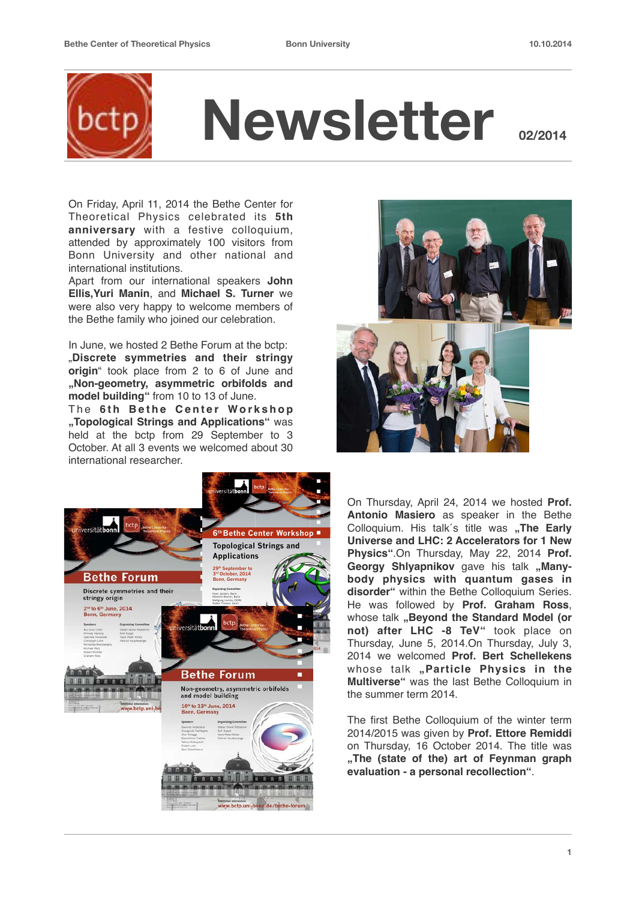# Newsletter

02/2014

On Friday, April 11, 2014 the Bethe Center for Theoretical Physics celebrated its **5th anniversary** with a festive colloquium, attended by approximately 100 visitors from Bonn University and other national and international institutions.
Apart from our international speakers **John Ellis,Yuri Manin**, and **Michael S. Turner** we were also very happy to welcome members of the Bethe family who joined our celebration.

In June, we hosted 2 Bethe Forum at the bctp: „**Discrete symmetries and their stringy origin**" took place from 2 to 6 of June and **„Non-geometry, asymmetric orbifolds and model building"** from 10 to 13 of June.
The **6th Bethe Center Workshop „Topological Strings and Applications"** was held at the bctp from 29 September to 3 October. At all 3 events we welcomed about 30 international researcher.

On Thursday, April 24, 2014 we hosted **Prof. Antonio Masiero** as speaker in the Bethe Colloquium. His talk´s title was **„The Early Universe and LHC: 2 Accelerators for 1 New Physics"**.On Thursday, May 22, 2014 **Prof. Georgy Shlyapnikov** gave his talk **„Many-body physics with quantum gases in disorder"** within the Bethe Colloquium Series. He was followed by **Prof. Graham Ross**, whose talk **„Beyond the Standard Model (or not) after LHC -8 TeV"** took place on Thursday, June 5, 2014.On Thursday, July 3, 2014 we welcomed **Prof. Bert Schellekens** whose talk **„Particle Physics in the Multiverse"** was the last Bethe Colloquium in the summer term 2014.

The first Bethe Colloquium of the winter term 2014/2015 was given by **Prof. Ettore Remiddi** on Thursday, 16 October 2014. The title was **„The (state of the) art of Feynman graph evaluation - a personal recollection"**.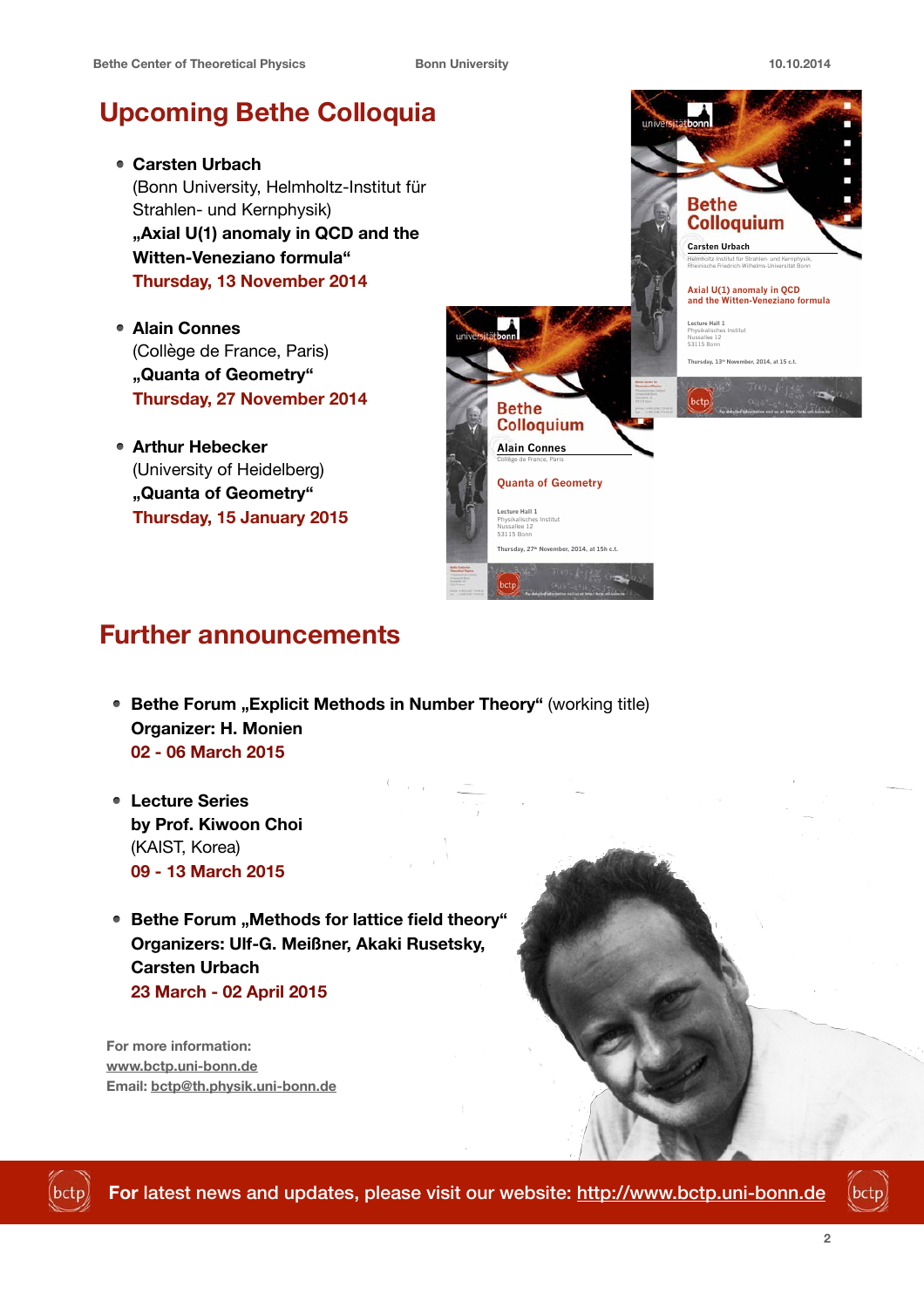# Upcoming Bethe Colloquia

- **Carsten Urbach**
  (Bonn University, Helmholtz-Institut für Strahlen- und Kernphysik)
  **„Axial U(1) anomaly in QCD and the Witten-Veneziano formula“**
  **Thursday, 13 November 2014**

- **Alain Connes**
  (Collège de France, Paris)
  **„Quanta of Geometry“**
  **Thursday, 27 November 2014**

- **Arthur Hebecker**
  (University of Heidelberg)
  **„Quanta of Geometry“**
  **Thursday, 15 January 2015**

# Further announcements

- **Bethe Forum „Explicit Methods in Number Theory“** (working title)
  **Organizer: H. Monien**
  **02 - 06 March 2015**

- **Lecture Series**
  **by Prof. Kiwoon Choi**
  (KAIST, Korea)
  **09 - 13 March 2015**

- **Bethe Forum „Methods for lattice field theory“**
  **Organizers: Ulf-G. Meißner, Akaki Rusetsky, Carsten Urbach**
  **23 March - 02 April 2015**

**For more information:**
www.bctp.uni-bonn.de
**Email:** bctp@th.physik.uni-bonn.de

**For latest news and updates, please visit our website: http://www.bctp.uni-bonn.de**